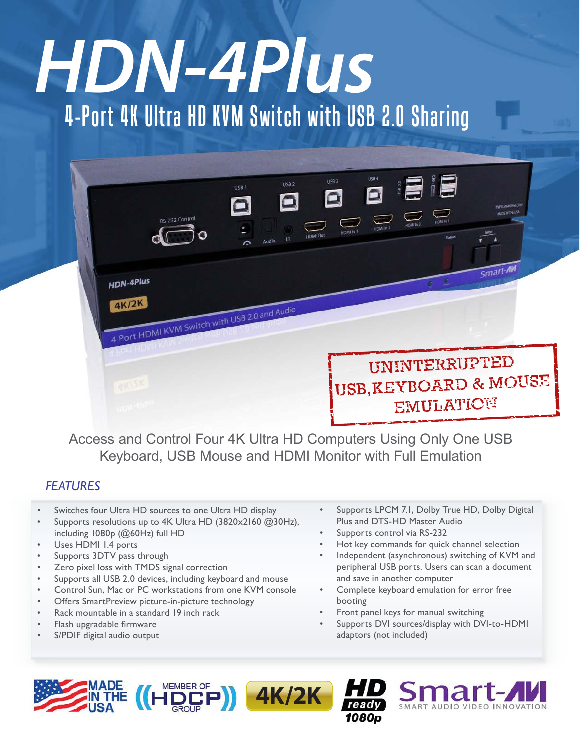# HDN-4Plus

## 4-Port 4K Ultra HD KVM Switch with USB 2.0 Sharing

UNINTERRUPTED USB, KEYBOARD & MOUSE EMULATION

Access and Control Four 4K Ultra HD Computers Using Only One USB Keyboard, USB Mouse and HDMI Monitor with Full Emulation

### *FEATURES*

- Switches four Ultra HD sources to one Ultra HD display
- Supports resolutions up to 4K Ultra HD (3820x2160 @30Hz), including 1080p (@60Hz) full HD
- Uses HDMI 1.4 ports
- Supports 3DTV pass through
- Zero pixel loss with TMDS signal correction
- Supports all USB 2.0 devices, including keyboard and mouse
- Control Sun, Mac or PC workstations from one KVM console
- Offers SmartPreview picture-in-picture technology
- Rack mountable in a standard 19 inch rack
- Flash upgradable firmware
- S/PDIF digital audio output
- Supports LPCM 7.1, Dolby True HD, Dolby Digital Plus and DTS-HD Master Audio
- Supports control via RS-232
- Hot key commands for quick channel selection
- Independent (asynchronous) switching of KVM and peripheral USB ports. Users can scan a document and save in another computer
- Complete keyboard emulation for error free booting
- Front panel keys for manual switching
- Supports DVI sources/display with DVI-to-HDMI adaptors (not included)

MADE IN THE USA | MEMBER OF HDCP GROUP | 4K/2K | HD ready 1080p | Smart-AVI SMART AUDIO VIDEO INNOVATION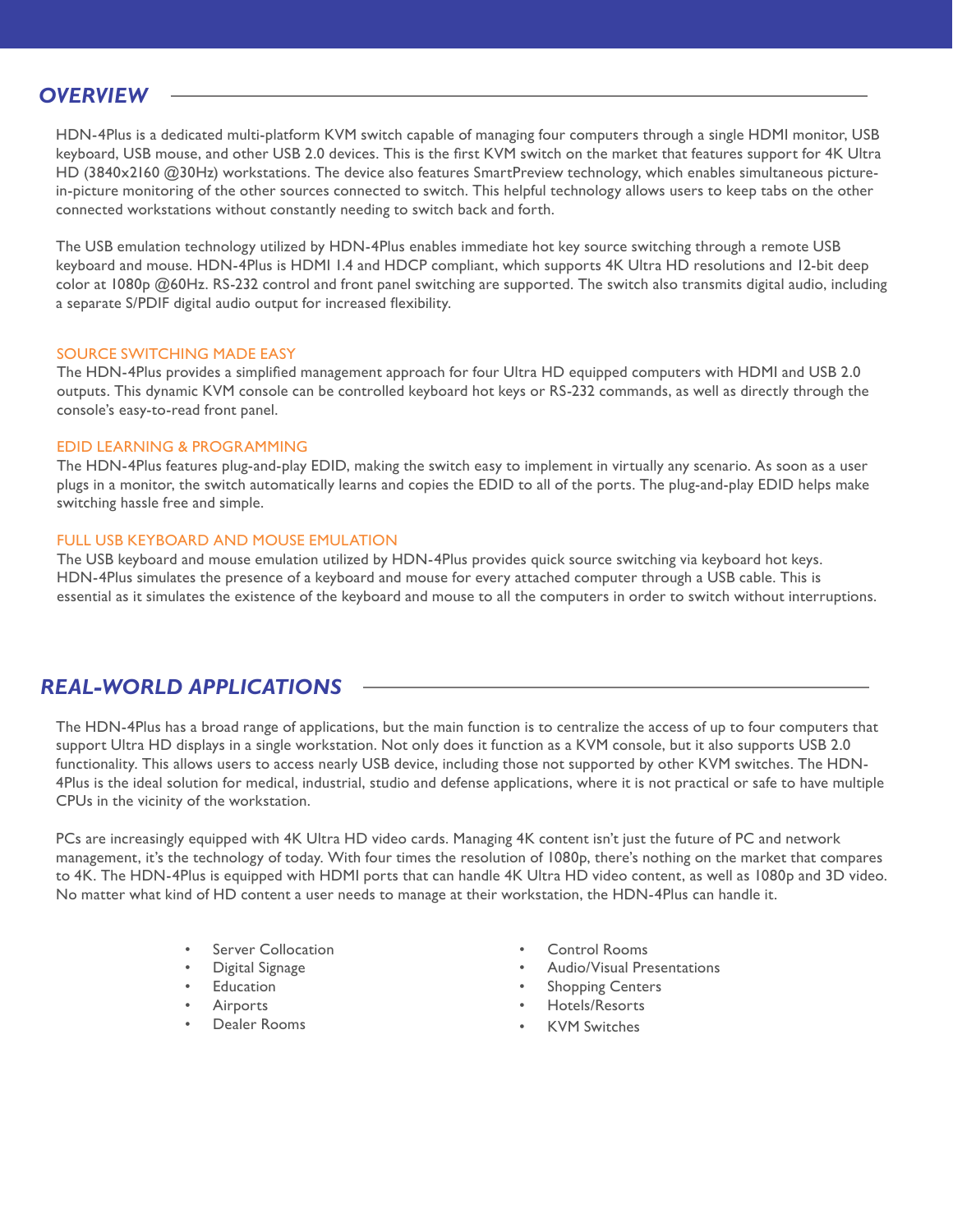## *OVERVIEW*

HDN-4Plus is a dedicated multi-platform KVM switch capable of managing four computers through a single HDMI monitor, USB keyboard, USB mouse, and other USB 2.0 devices. This is the first KVM switch on the market that features support for 4K Ultra HD (3840x2160 @30Hz) workstations. The device also features SmartPreview technology, which enables simultaneous picture-in-picture monitoring of the other sources connected to switch. This helpful technology allows users to keep tabs on the other connected workstations without constantly needing to switch back and forth.

The USB emulation technology utilized by HDN-4Plus enables immediate hot key source switching through a remote USB keyboard and mouse. HDN-4Plus is HDMI 1.4 and HDCP compliant, which supports 4K Ultra HD resolutions and 12-bit deep color at 1080p @60Hz. RS-232 control and front panel switching are supported. The switch also transmits digital audio, including a separate S/PDIF digital audio output for increased flexibility.

### SOURCE SWITCHING MADE EASY

The HDN-4Plus provides a simplified management approach for four Ultra HD equipped computers with HDMI and USB 2.0 outputs. This dynamic KVM console can be controlled keyboard hot keys or RS-232 commands, as well as directly through the console's easy-to-read front panel.

### EDID LEARNING & PROGRAMMING

The HDN-4Plus features plug-and-play EDID, making the switch easy to implement in virtually any scenario. As soon as a user plugs in a monitor, the switch automatically learns and copies the EDID to all of the ports. The plug-and-play EDID helps make switching hassle free and simple.

### FULL USB KEYBOARD AND MOUSE EMULATION

The USB keyboard and mouse emulation utilized by HDN-4Plus provides quick source switching via keyboard hot keys. HDN-4Plus simulates the presence of a keyboard and mouse for every attached computer through a USB cable. This is essential as it simulates the existence of the keyboard and mouse to all the computers in order to switch without interruptions.

## *REAL-WORLD APPLICATIONS*

The HDN-4Plus has a broad range of applications, but the main function is to centralize the access of up to four computers that support Ultra HD displays in a single workstation. Not only does it function as a KVM console, but it also supports USB 2.0 functionality. This allows users to access nearly USB device, including those not supported by other KVM switches. The HDN-4Plus is the ideal solution for medical, industrial, studio and defense applications, where it is not practical or safe to have multiple CPUs in the vicinity of the workstation.

PCs are increasingly equipped with 4K Ultra HD video cards. Managing 4K content isn't just the future of PC and network management, it's the technology of today. With four times the resolution of 1080p, there's nothing on the market that compares to 4K. The HDN-4Plus is equipped with HDMI ports that can handle 4K Ultra HD video content, as well as 1080p and 3D video. No matter what kind of HD content a user needs to manage at their workstation, the HDN-4Plus can handle it.

- Server Collocation
- Digital Signage
- Education
- Airports
- Dealer Rooms
- Control Rooms
- Audio/Visual Presentations
- Shopping Centers
- Hotels/Resorts
- KVM Switches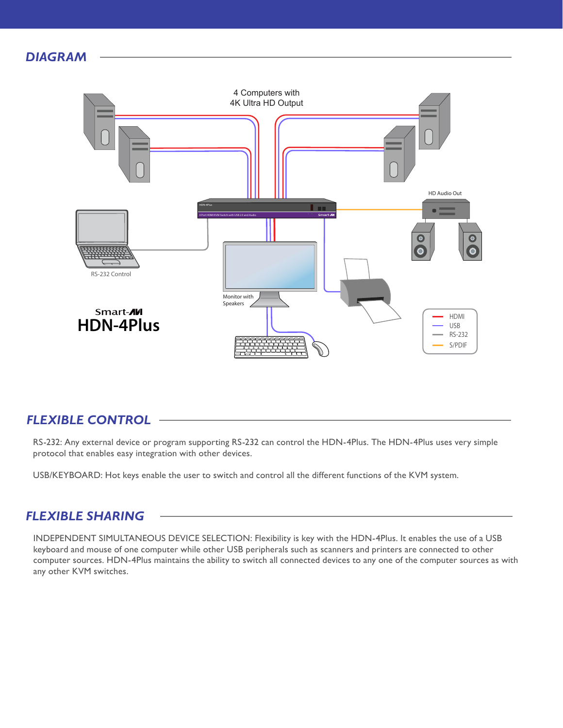## DIAGRAM

4 Computers with
4K Ultra HD Output

HD Audio Out

RS-232 Control

Monitor with
Speakers

Smart-AVI
**HDN-4Plus**

- HDMI
- USB
- RS-232
- S/PDIF

## FLEXIBLE CONTROL

RS-232: Any external device or program supporting RS-232 can control the HDN-4Plus. The HDN-4Plus uses very simple protocol that enables easy integration with other devices.

USB/KEYBOARD: Hot keys enable the user to switch and control all the different functions of the KVM system.

## FLEXIBLE SHARING

INDEPENDENT SIMULTANEOUS DEVICE SELECTION: Flexibility is key with the HDN-4Plus. It enables the use of a USB keyboard and mouse of one computer while other USB peripherals such as scanners and printers are connected to other computer sources. HDN-4Plus maintains the ability to switch all connected devices to any one of the computer sources as with any other KVM switches.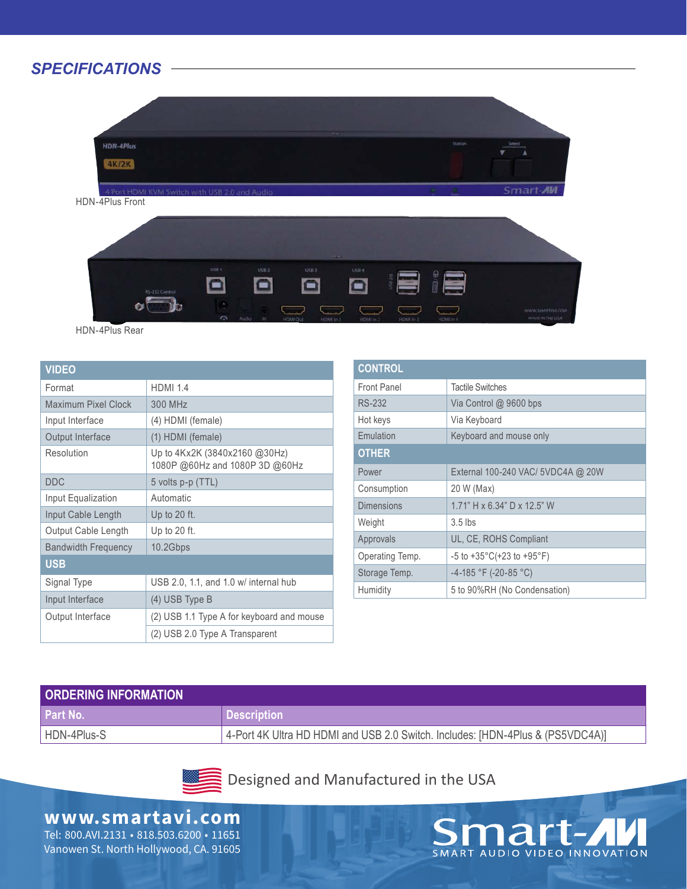## SPECIFICATIONS

HDN-4Plus Front

HDN-4Plus Rear

| VIDEO | |
|---|---|
| Format | HDMI 1.4 |
| Maximum Pixel Clock | 300 MHz |
| Input Interface | (4) HDMI (female) |
| Output Interface | (1) HDMI (female) |
| Resolution | Up to 4Kx2K (3840x2160 @30Hz) 1080P @60Hz and 1080P 3D @60Hz |
| DDC | 5 volts p-p (TTL) |
| Input Equalization | Automatic |
| Input Cable Length | Up to 20 ft. |
| Output Cable Length | Up to 20 ft. |
| Bandwidth Frequency | 10.2Gbps |
| **USB** | |
| Signal Type | USB 2.0, 1.1, and 1.0 w/ internal hub |
| Input Interface | (4) USB Type B |
| Output Interface | (2) USB 1.1 Type A for keyboard and mouse |
| | (2) USB 2.0 Type A Transparent |

| CONTROL | |
|---|---|
| Front Panel | Tactile Switches |
| RS-232 | Via Control @ 9600 bps |
| Hot keys | Via Keyboard |
| Emulation | Keyboard and mouse only |
| **OTHER** | |
| Power | External 100-240 VAC/ 5VDC4A @ 20W |
| Consumption | 20 W (Max) |
| Dimensions | 1.71" H x 6.34" D x 12.5" W |
| Weight | 3.5 lbs |
| Approvals | UL, CE, ROHS Compliant |
| Operating Temp. | -5 to +35°C(+23 to +95°F) |
| Storage Temp. | -4-185 °F (-20-85 °C) |
| Humidity | 5 to 90%RH (No Condensation) |

## ORDERING INFORMATION

| Part No. | Description |
|---|---|
| HDN-4Plus-S | 4-Port 4K Ultra HD HDMI and USB 2.0 Switch. Includes: [HDN-4Plus & (PS5VDC4A)] |

Designed and Manufactured in the USA

**www.smartavi.com**
Tel: 800.AVI.2131 • 818.503.6200 • 11651 Vanowen St. North Hollywood, CA. 91605

Smart-AVI
SMART AUDIO VIDEO INNOVATION